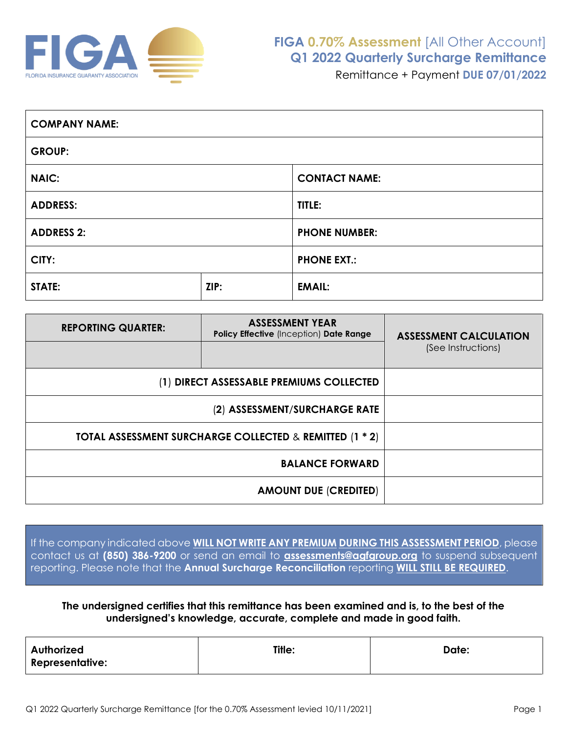FIGA — FLORIDA INSURANCE GUARANTY ASSOCIATION

# FIGA 0.70% Assessment [All Other Account]
## Q1 2022 Quarterly Surcharge Remittance
Remittance + Payment **DUE 07/01/2022**

| **COMPANY NAME:** | | |
|---|---|---|
| **GROUP:** | | |
| **NAIC:** | | **CONTACT NAME:** |
| **ADDRESS:** | | **TITLE:** |
| **ADDRESS 2:** | | **PHONE NUMBER:** |
| **CITY:** | | **PHONE EXT.:** |
| **STATE:** | **ZIP:** | **EMAIL:** |

| **REPORTING QUARTER:** | **ASSESSMENT YEAR** **Policy Effective** (Inception) **Date Range** | **ASSESSMENT CALCULATION** (See Instructions) |
|---|---|---|
| | | |
| | (**1**) **DIRECT ASSESSABLE PREMIUMS COLLECTED** | |
| | (**2**) **ASSESSMENT/SURCHARGE RATE** | |
| | **TOTAL ASSESSMENT SURCHARGE COLLECTED** & **REMITTED** (**1 * 2**) | |
| | **BALANCE FORWARD** | |
| | **AMOUNT DUE** (**CREDITED**) | |

If the company indicated above **WILL NOT WRITE ANY PREMIUM DURING THIS ASSESSMENT PERIOD**, please contact us at **(850) 386-9200** or send an email to **assessments@agfgroup.org** to suspend subsequent reporting. Please note that the **Annual Surcharge Reconciliation** reporting **WILL STILL BE REQUIRED**.

**The undersigned certifies that this remittance has been examined and is, to the best of the undersigned's knowledge, accurate, complete and made in good faith.**

| **Authorized Representative:** | **Title:** | **Date:** |
|---|---|---|
| | | |

Q1 2022 Quarterly Surcharge Remittance [for the 0.70% Assessment levied 10/11/2021]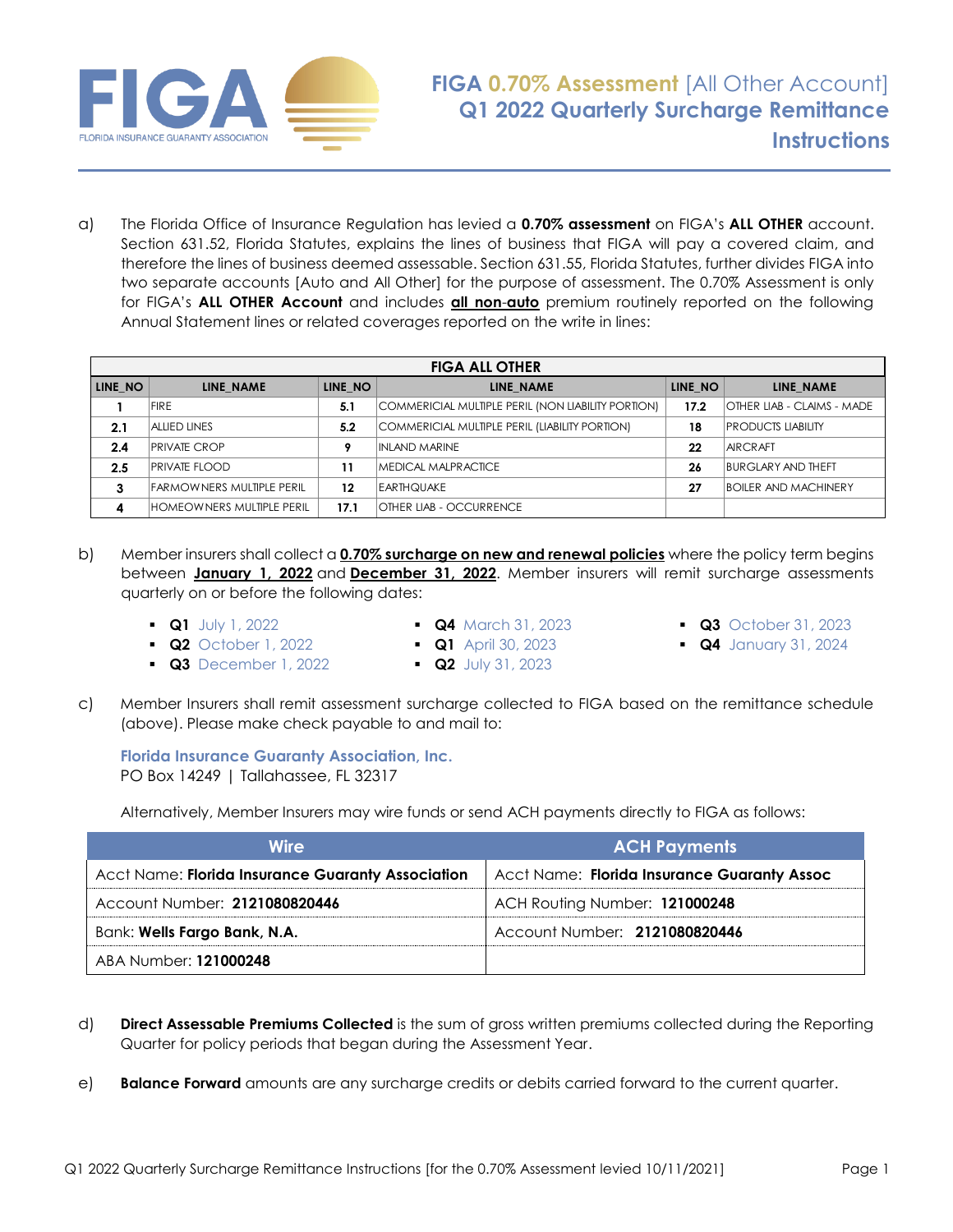# FIGA 0.70% Assessment [All Other Account]
# Q1 2022 Quarterly Surcharge Remittance Instructions

a) The Florida Office of Insurance Regulation has levied a **0.70% assessment** on FIGA's **ALL OTHER** account. Section 631.52, Florida Statutes, explains the lines of business that FIGA will pay a covered claim, and therefore the lines of business deemed assessable. Section 631.55, Florida Statutes, further divides FIGA into two separate accounts [Auto and All Other] for the purpose of assessment. The 0.70% Assessment is only for FIGA's **ALL OTHER Account** and includes **all non-auto** premium routinely reported on the following Annual Statement lines or related coverages reported on the write in lines:

| FIGA ALL OTHER | | | | | |
|---|---|---|---|---|---|
| **LINE_NO** | **LINE_NAME** | **LINE_NO** | **LINE_NAME** | **LINE_NO** | **LINE_NAME** |
| 1 | FIRE | 5.1 | COMMERCIAL MULTIPLE PERIL (NON LIABILITY PORTION) | 17.2 | OTHER LIAB - CLAIMS - MADE |
| 2.1 | ALLIED LINES | 5.2 | COMMERCIAL MULTIPLE PERIL (LIABILITY PORTION) | 18 | PRODUCTS LIABILITY |
| 2.4 | PRIVATE CROP | 9 | INLAND MARINE | 22 | AIRCRAFT |
| 2.5 | PRIVATE FLOOD | 11 | MEDICAL MALPRACTICE | 26 | BURGLARY AND THEFT |
| 3 | FARMOWNERS MULTIPLE PERIL | 12 | EARTHQUAKE | 27 | BOILER AND MACHINERY |
| 4 | HOMEOWNERS MULTIPLE PERIL | 17.1 | OTHER LIAB - OCCURRENCE | | |

b) Member insurers shall collect a **0.70% surcharge on new and renewal policies** where the policy term begins between **January 1, 2022** and **December 31, 2022**. Member insurers will remit surcharge assessments quarterly on or before the following dates:

- **Q1** July 1, 2022
- **Q2** October 1, 2022
- **Q3** December 1, 2022
- **Q4** March 31, 2023
- **Q1** April 30, 2023
- **Q2** July 31, 2023
- **Q3** October 31, 2023
- **Q4** January 31, 2024

c) Member Insurers shall remit assessment surcharge collected to FIGA based on the remittance schedule (above). Please make check payable to and mail to:

**Florida Insurance Guaranty Association, Inc.**
PO Box 14249 | Tallahassee, FL 32317

Alternatively, Member Insurers may wire funds or send ACH payments directly to FIGA as follows:

| Wire | ACH Payments |
|---|---|
| Acct Name: **Florida Insurance Guaranty Association** | Acct Name: **Florida Insurance Guaranty Assoc** |
| Account Number: **2121080820446** | ACH Routing Number: **121000248** |
| Bank: **Wells Fargo Bank, N.A.** | Account Number: **2121080820446** |
| ABA Number: **121000248** | |

d) **Direct Assessable Premiums Collected** is the sum of gross written premiums collected during the Reporting Quarter for policy periods that began during the Assessment Year.

e) **Balance Forward** amounts are any surcharge credits or debits carried forward to the current quarter.

Q1 2022 Quarterly Surcharge Remittance Instructions [for the 0.70% Assessment levied 10/11/2021]